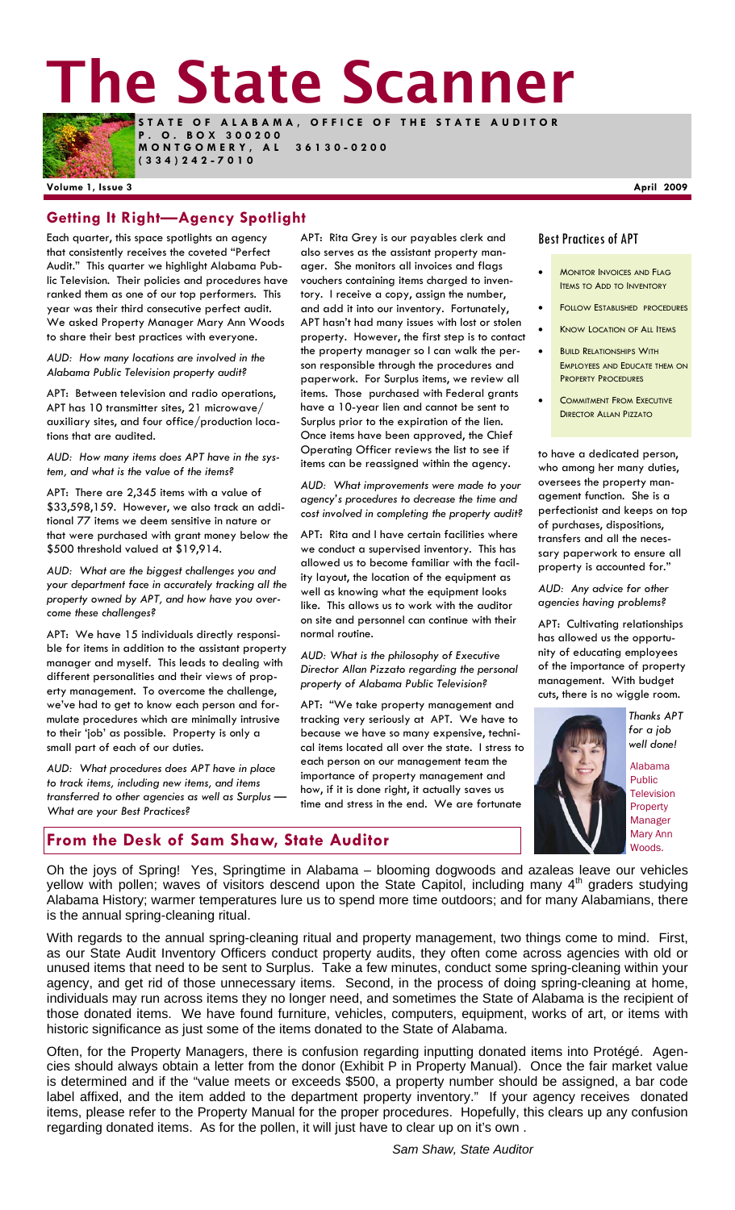# The State Scanner

**STATE OF ALABAMA, OFFICE OF THE STATE AUDITOR**
**P. O. BOX 300200**
**MONTGOMERY, AL 36130-0200**
**(334)242-7010**

**Volume 1, Issue 3** **April 2009**

## Getting It Right—Agency Spotlight

Each quarter, this space spotlights an agency that consistently receives the coveted "Perfect Audit." This quarter we highlight Alabama Public Television. Their policies and procedures have ranked them as one of our top performers. This year was their third consecutive perfect audit. We asked Property Manager Mary Ann Woods to share their best practices with everyone.

*AUD: How many locations are involved in the Alabama Public Television property audit?*

APT: Between television and radio operations, APT has 10 transmitter sites, 21 microwave/ auxiliary sites, and four office/production locations that are audited.

*AUD: How many items does APT have in the system, and what is the value of the items?*

APT: There are 2,345 items with a value of $33,598,159. However, we also track an additional 77 items we deem sensitive in nature or that were purchased with grant money below the $500 threshold valued at $19,914.

*AUD: What are the biggest challenges you and your department face in accurately tracking all the property owned by APT, and how have you overcome these challenges?*

APT: We have 15 individuals directly responsible for items in addition to the assistant property manager and myself. This leads to dealing with different personalities and their views of property management. To overcome the challenge, we've had to get to know each person and formulate procedures which are minimally intrusive to their 'job' as possible. Property is only a small part of each of our duties.

*AUD: What procedures does APT have in place to track items, including new items, and items transferred to other agencies as well as Surplus — What are your Best Practices?*

APT: Rita Grey is our payables clerk and also serves as the assistant property manager. She monitors all invoices and flags vouchers containing items charged to inventory. I receive a copy, assign the number, and add it into our inventory. Fortunately, APT hasn't had many issues with lost or stolen property. However, the first step is to contact the property manager so I can walk the person responsible through the procedures and paperwork. For Surplus items, we review all items. Those purchased with Federal grants have a 10-year lien and cannot be sent to Surplus prior to the expiration of the lien. Once items have been approved, the Chief Operating Officer reviews the list to see if items can be reassigned within the agency.

*AUD: What improvements were made to your agency's procedures to decrease the time and cost involved in completing the property audit?*

APT: Rita and I have certain facilities where we conduct a supervised inventory. This has allowed us to become familiar with the facility layout, the location of the equipment as well as knowing what the equipment looks like. This allows us to work with the auditor on site and personnel can continue with their normal routine.

*AUD: What is the philosophy of Executive Director Allan Pizzato regarding the personal property of Alabama Public Television?*

APT: "We take property management and tracking very seriously at APT. We have to because we have so many expensive, technical items located all over the state. I stress to each person on our management team the importance of property management and how, if it is done right, it actually saves us time and stress in the end. We are fortunate to have a dedicated person, who among her many duties, oversees the property management function. She is a perfectionist and keeps on top of purchases, dispositions, transfers and all the necessary paperwork to ensure all property is accounted for."

*AUD: Any advice for other agencies having problems?*

APT: Cultivating relationships has allowed us the opportunity of educating employees of the importance of property management. With budget cuts, there is no wiggle room.

### Best Practices of APT

- Monitor Invoices and Flag Items to Add to Inventory
- Follow Established Procedures
- Know Location of All Items
- Build Relationships With Employees and Educate them on Property Procedures
- Commitment From Executive Director Allan Pizzato

*Thanks APT for a job well done!*

Alabama Public Television Property Manager Mary Ann Woods.

## From the Desk of Sam Shaw, State Auditor

Oh the joys of Spring! Yes, Springtime in Alabama – blooming dogwoods and azaleas leave our vehicles yellow with pollen; waves of visitors descend upon the State Capitol, including many 4th graders studying Alabama History; warmer temperatures lure us to spend more time outdoors; and for many Alabamians, there is the annual spring-cleaning ritual.

With regards to the annual spring-cleaning ritual and property management, two things come to mind. First, as our State Audit Inventory Officers conduct property audits, they often come across agencies with old or unused items that need to be sent to Surplus. Take a few minutes, conduct some spring-cleaning within your agency, and get rid of those unnecessary items. Second, in the process of doing spring-cleaning at home, individuals may run across items they no longer need, and sometimes the State of Alabama is the recipient of those donated items. We have found furniture, vehicles, computers, equipment, works of art, or items with historic significance as just some of the items donated to the State of Alabama.

Often, for the Property Managers, there is confusion regarding inputting donated items into Protégé. Agencies should always obtain a letter from the donor (Exhibit P in Property Manual). Once the fair market value is determined and if the "value meets or exceeds $500, a property number should be assigned, a bar code label affixed, and the item added to the department property inventory." If your agency receives donated items, please refer to the Property Manual for the proper procedures. Hopefully, this clears up any confusion regarding donated items. As for the pollen, it will just have to clear up on it's own .

*Sam Shaw, State Auditor*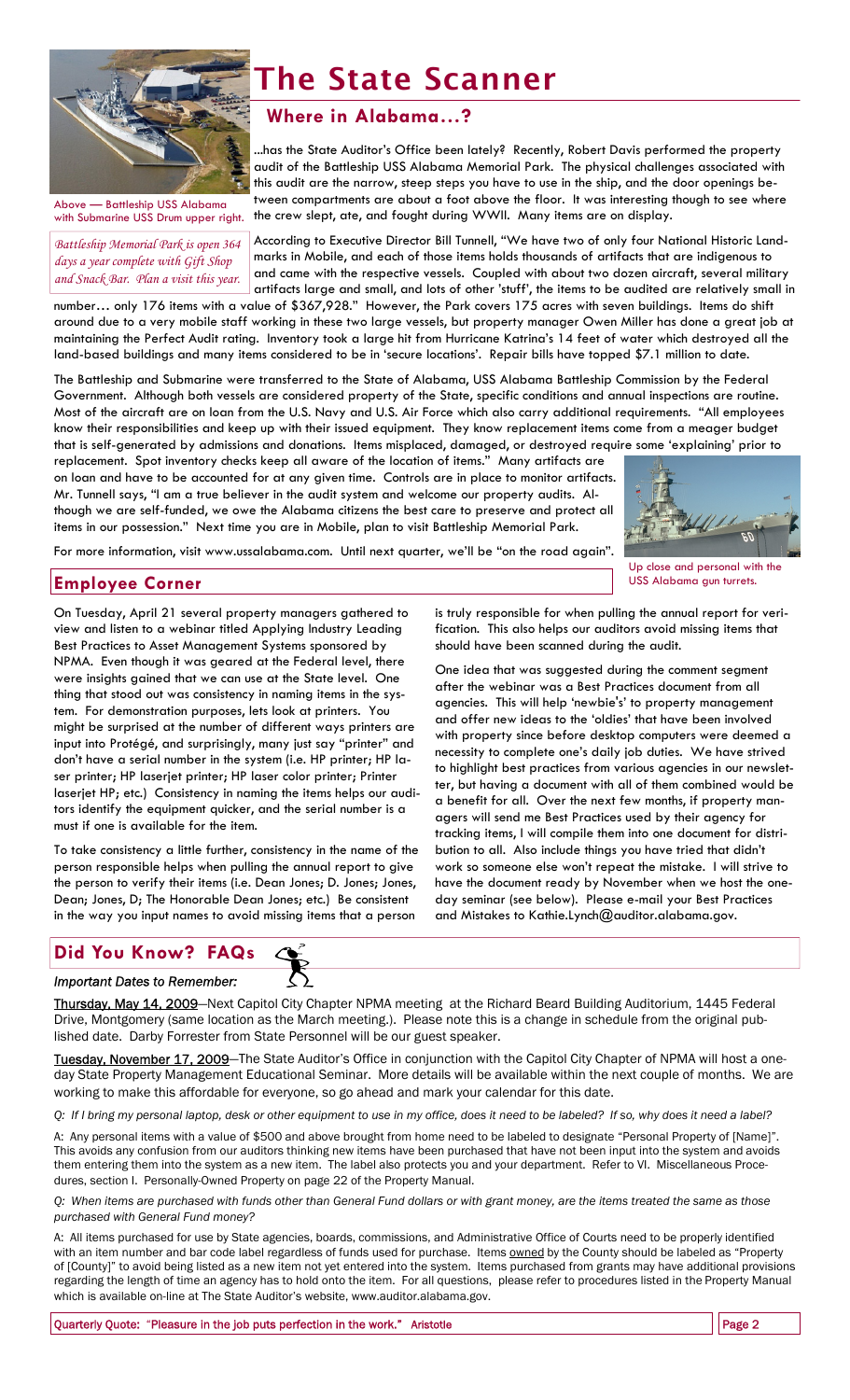# The State Scanner

## Where in Alabama...?

Above — Battleship USS Alabama with Submarine USS Drum upper right.

*Battleship Memorial Park is open 364 days a year complete with Gift Shop and Snack Bar. Plan a visit this year.*

...has the State Auditor's Office been lately? Recently, Robert Davis performed the property audit of the Battleship USS Alabama Memorial Park. The physical challenges associated with this audit are the narrow, steep steps you have to use in the ship, and the door openings between compartments are about a foot above the floor. It was interesting though to see where the crew slept, ate, and fought during WWII. Many items are on display.

According to Executive Director Bill Tunnell, "We have two of only four National Historic Landmarks in Mobile, and each of those items holds thousands of artifacts that are indigenous to and came with the respective vessels. Coupled with about two dozen aircraft, several military artifacts large and small, and lots of other 'stuff', the items to be audited are relatively small in number… only 176 items with a value of $367,928." However, the Park covers 175 acres with seven buildings. Items do shift around due to a very mobile staff working in these two large vessels, but property manager Owen Miller has done a great job at maintaining the Perfect Audit rating. Inventory took a large hit from Hurricane Katrina's 14 feet of water which destroyed all the land-based buildings and many items considered to be in 'secure locations'. Repair bills have topped $7.1 million to date.

The Battleship and Submarine were transferred to the State of Alabama, USS Alabama Battleship Commission by the Federal Government. Although both vessels are considered property of the State, specific conditions and annual inspections are routine. Most of the aircraft are on loan from the U.S. Navy and U.S. Air Force which also carry additional requirements. "All employees know their responsibilities and keep up with their issued equipment. They know replacement items come from a meager budget that is self-generated by admissions and donations. Items misplaced, damaged, or destroyed require some 'explaining' prior to replacement. Spot inventory checks keep all aware of the location of items." Many artifacts are on loan and have to be accounted for at any given time. Controls are in place to monitor artifacts. Mr. Tunnell says, "I am a true believer in the audit system and welcome our property audits. Although we are self-funded, we owe the Alabama citizens the best care to preserve and protect all items in our possession." Next time you are in Mobile, plan to visit Battleship Memorial Park.

For more information, visit www.ussalabama.com. Until next quarter, we'll be "on the road again".

Up close and personal with the USS Alabama gun turrets.

## Employee Corner

On Tuesday, April 21 several property managers gathered to view and listen to a webinar titled Applying Industry Leading Best Practices to Asset Management Systems sponsored by NPMA. Even though it was geared at the Federal level, there were insights gained that we can use at the State level. One thing that stood out was consistency in naming items in the system. For demonstration purposes, lets look at printers. You might be surprised at the number of different ways printers are input into Protégé, and surprisingly, many just say "printer" and don't have a serial number in the system (i.e. HP printer; HP laser printer; HP laserjet printer; HP laser color printer; Printer laserjet HP; etc.) Consistency in naming the items helps our auditors identify the equipment quicker, and the serial number is a must if one is available for the item.

To take consistency a little further, consistency in the name of the person responsible helps when pulling the annual report to give the person to verify their items (i.e. Dean Jones; D. Jones; Jones, Dean; Jones, D; The Honorable Dean Jones; etc.) Be consistent in the way you input names to avoid missing items that a person is truly responsible for when pulling the annual report for verification. This also helps our auditors avoid missing items that should have been scanned during the audit.

One idea that was suggested during the comment segment after the webinar was a Best Practices document from all agencies. This will help 'newbie's' to property management and offer new ideas to the 'oldies' that have been involved with property since before desktop computers were deemed a necessity to complete one's daily job duties. We have strived to highlight best practices from various agencies in our newsletter, but having a document with all of them combined would be a benefit for all. Over the next few months, if property managers will send me Best Practices used by their agency for tracking items, I will compile them into one document for distribution to all. Also include things you have tried that didn't work so someone else won't repeat the mistake. I will strive to have the document ready by November when we host the one-day seminar (see below). Please e-mail your Best Practices and Mistakes to Kathie.Lynch@auditor.alabama.gov.

## Did You Know? FAQs

*Important Dates to Remember:*

Thursday, May 14, 2009—Next Capitol City Chapter NPMA meeting at the Richard Beard Building Auditorium, 1445 Federal Drive, Montgomery (same location as the March meeting.). Please note this is a change in schedule from the original published date. Darby Forrester from State Personnel will be our guest speaker.

Tuesday, November 17, 2009—The State Auditor's Office in conjunction with the Capitol City Chapter of NPMA will host a one-day State Property Management Educational Seminar. More details will be available within the next couple of months. We are working to make this affordable for everyone, so go ahead and mark your calendar for this date.

*Q: If I bring my personal laptop, desk or other equipment to use in my office, does it need to be labeled? If so, why does it need a label?*

A: Any personal items with a value of $500 and above brought from home need to be labeled to designate "Personal Property of [Name]". This avoids any confusion from our auditors thinking new items have been purchased that have not been input into the system and avoids them entering them into the system as a new item. The label also protects you and your department. Refer to VI. Miscellaneous Procedures, section I. Personally-Owned Property on page 22 of the Property Manual.

*Q: When items are purchased with funds other than General Fund dollars or with grant money, are the items treated the same as those purchased with General Fund money?*

A: All items purchased for use by State agencies, boards, commissions, and Administrative Office of Courts need to be properly identified with an item number and bar code label regardless of funds used for purchase. Items owned by the County should be labeled as "Property of [County]" to avoid being listed as a new item not yet entered into the system. Items purchased from grants may have additional provisions regarding the length of time an agency has to hold onto the item. For all questions, please refer to procedures listed in the Property Manual which is available on-line at The State Auditor's website, www.auditor.alabama.gov.

Quarterly Quote: "Pleasure in the job puts perfection in the work." Aristotle